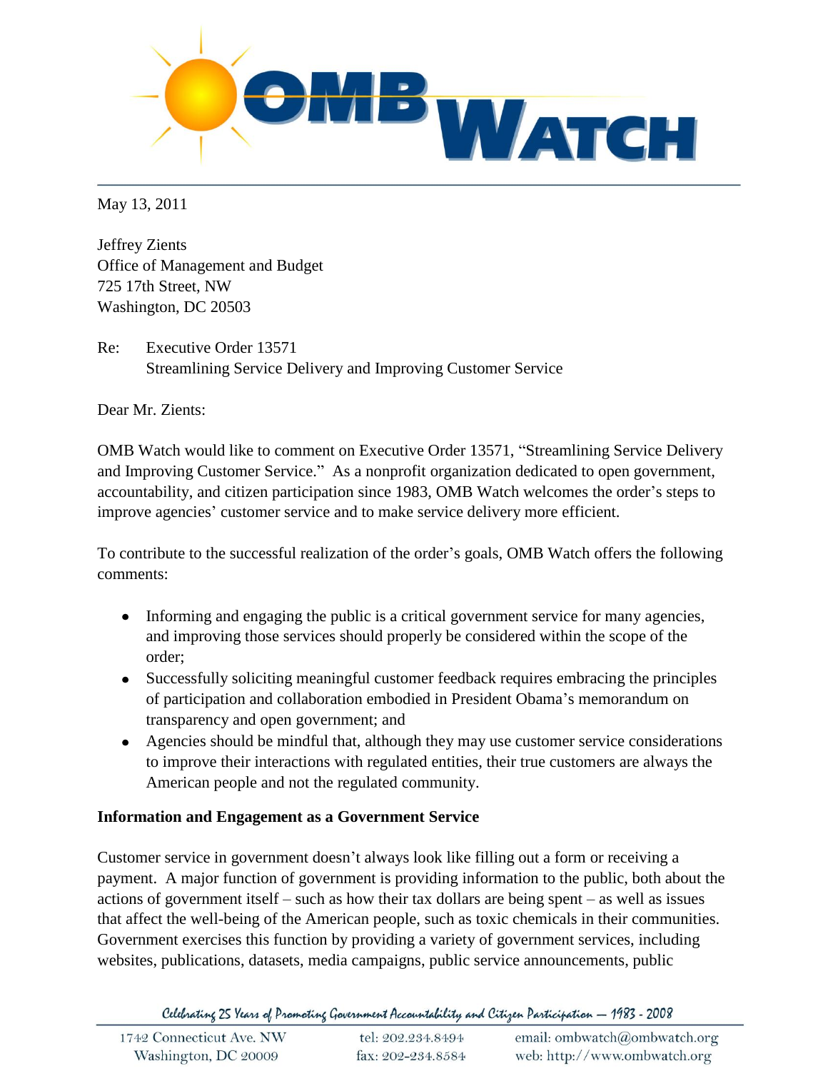May 13, 2011

Jeffrey Zients
Office of Management and Budget
725 17th Street, NW
Washington, DC 20503

Re: Executive Order 13571
Streamlining Service Delivery and Improving Customer Service

Dear Mr. Zients:

OMB Watch would like to comment on Executive Order 13571, "Streamlining Service Delivery and Improving Customer Service." As a nonprofit organization dedicated to open government, accountability, and citizen participation since 1983, OMB Watch welcomes the order's steps to improve agencies' customer service and to make service delivery more efficient.

To contribute to the successful realization of the order's goals, OMB Watch offers the following comments:

- Informing and engaging the public is a critical government service for many agencies, and improving those services should properly be considered within the scope of the order;
- Successfully soliciting meaningful customer feedback requires embracing the principles of participation and collaboration embodied in President Obama's memorandum on transparency and open government; and
- Agencies should be mindful that, although they may use customer service considerations to improve their interactions with regulated entities, their true customers are always the American people and not the regulated community.

**Information and Engagement as a Government Service**

Customer service in government doesn't always look like filling out a form or receiving a payment. A major function of government is providing information to the public, both about the actions of government itself – such as how their tax dollars are being spent – as well as issues that affect the well-being of the American people, such as toxic chemicals in their communities. Government exercises this function by providing a variety of government services, including websites, publications, datasets, media campaigns, public service announcements, public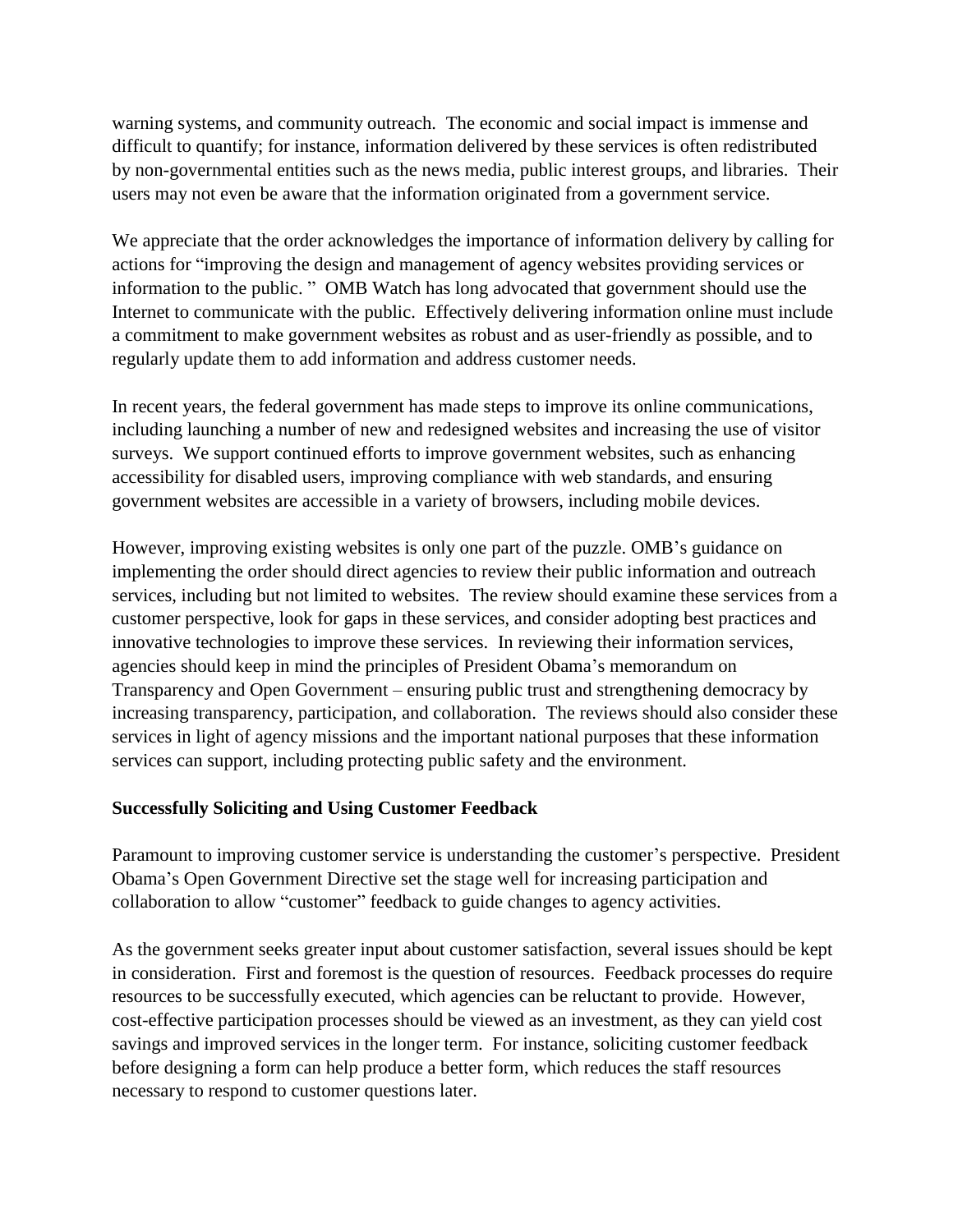warning systems, and community outreach. The economic and social impact is immense and difficult to quantify; for instance, information delivered by these services is often redistributed by non-governmental entities such as the news media, public interest groups, and libraries. Their users may not even be aware that the information originated from a government service.

We appreciate that the order acknowledges the importance of information delivery by calling for actions for "improving the design and management of agency websites providing services or information to the public. " OMB Watch has long advocated that government should use the Internet to communicate with the public. Effectively delivering information online must include a commitment to make government websites as robust and as user-friendly as possible, and to regularly update them to add information and address customer needs.

In recent years, the federal government has made steps to improve its online communications, including launching a number of new and redesigned websites and increasing the use of visitor surveys. We support continued efforts to improve government websites, such as enhancing accessibility for disabled users, improving compliance with web standards, and ensuring government websites are accessible in a variety of browsers, including mobile devices.

However, improving existing websites is only one part of the puzzle. OMB's guidance on implementing the order should direct agencies to review their public information and outreach services, including but not limited to websites. The review should examine these services from a customer perspective, look for gaps in these services, and consider adopting best practices and innovative technologies to improve these services. In reviewing their information services, agencies should keep in mind the principles of President Obama's memorandum on Transparency and Open Government – ensuring public trust and strengthening democracy by increasing transparency, participation, and collaboration. The reviews should also consider these services in light of agency missions and the important national purposes that these information services can support, including protecting public safety and the environment.

**Successfully Soliciting and Using Customer Feedback**

Paramount to improving customer service is understanding the customer's perspective. President Obama's Open Government Directive set the stage well for increasing participation and collaboration to allow "customer" feedback to guide changes to agency activities.

As the government seeks greater input about customer satisfaction, several issues should be kept in consideration. First and foremost is the question of resources. Feedback processes do require resources to be successfully executed, which agencies can be reluctant to provide. However, cost-effective participation processes should be viewed as an investment, as they can yield cost savings and improved services in the longer term. For instance, soliciting customer feedback before designing a form can help produce a better form, which reduces the staff resources necessary to respond to customer questions later.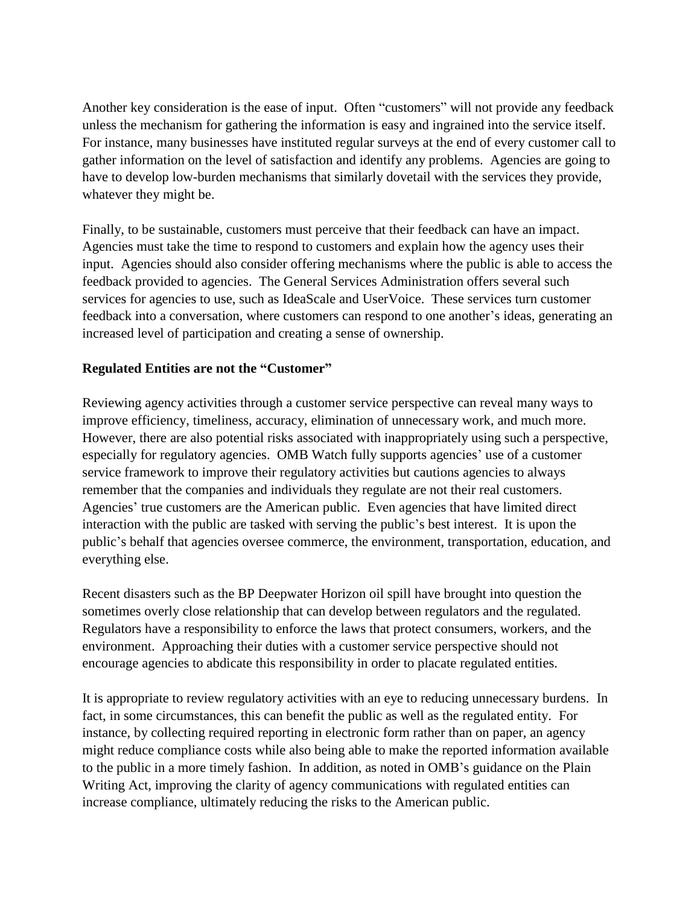Another key consideration is the ease of input. Often "customers" will not provide any feedback unless the mechanism for gathering the information is easy and ingrained into the service itself. For instance, many businesses have instituted regular surveys at the end of every customer call to gather information on the level of satisfaction and identify any problems. Agencies are going to have to develop low-burden mechanisms that similarly dovetail with the services they provide, whatever they might be.

Finally, to be sustainable, customers must perceive that their feedback can have an impact. Agencies must take the time to respond to customers and explain how the agency uses their input. Agencies should also consider offering mechanisms where the public is able to access the feedback provided to agencies. The General Services Administration offers several such services for agencies to use, such as IdeaScale and UserVoice. These services turn customer feedback into a conversation, where customers can respond to one another's ideas, generating an increased level of participation and creating a sense of ownership.

**Regulated Entities are not the "Customer"**

Reviewing agency activities through a customer service perspective can reveal many ways to improve efficiency, timeliness, accuracy, elimination of unnecessary work, and much more. However, there are also potential risks associated with inappropriately using such a perspective, especially for regulatory agencies. OMB Watch fully supports agencies' use of a customer service framework to improve their regulatory activities but cautions agencies to always remember that the companies and individuals they regulate are not their real customers. Agencies' true customers are the American public. Even agencies that have limited direct interaction with the public are tasked with serving the public's best interest. It is upon the public's behalf that agencies oversee commerce, the environment, transportation, education, and everything else.

Recent disasters such as the BP Deepwater Horizon oil spill have brought into question the sometimes overly close relationship that can develop between regulators and the regulated. Regulators have a responsibility to enforce the laws that protect consumers, workers, and the environment. Approaching their duties with a customer service perspective should not encourage agencies to abdicate this responsibility in order to placate regulated entities.

It is appropriate to review regulatory activities with an eye to reducing unnecessary burdens. In fact, in some circumstances, this can benefit the public as well as the regulated entity. For instance, by collecting required reporting in electronic form rather than on paper, an agency might reduce compliance costs while also being able to make the reported information available to the public in a more timely fashion. In addition, as noted in OMB's guidance on the Plain Writing Act, improving the clarity of agency communications with regulated entities can increase compliance, ultimately reducing the risks to the American public.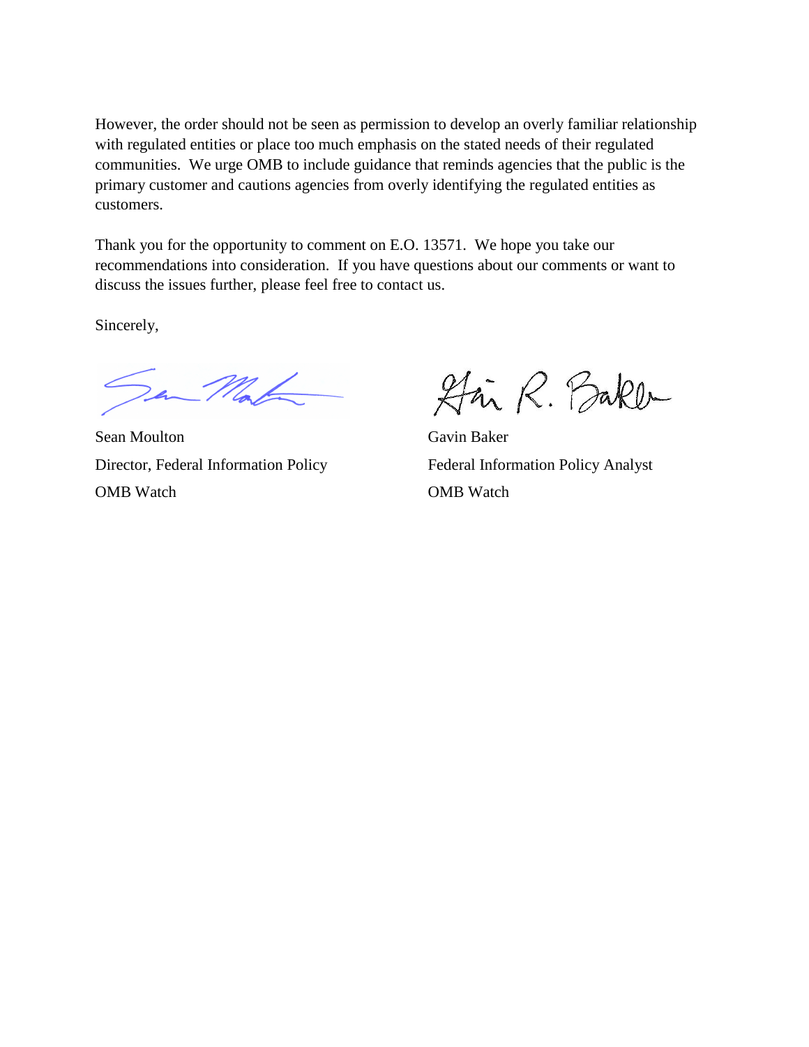However, the order should not be seen as permission to develop an overly familiar relationship with regulated entities or place too much emphasis on the stated needs of their regulated communities. We urge OMB to include guidance that reminds agencies that the public is the primary customer and cautions agencies from overly identifying the regulated entities as customers.

Thank you for the opportunity to comment on E.O. 13571. We hope you take our recommendations into consideration. If you have questions about our comments or want to discuss the issues further, please feel free to contact us.

Sincerely,

Sean Moulton
Director, Federal Information Policy
OMB Watch

Gavin Baker
Federal Information Policy Analyst
OMB Watch